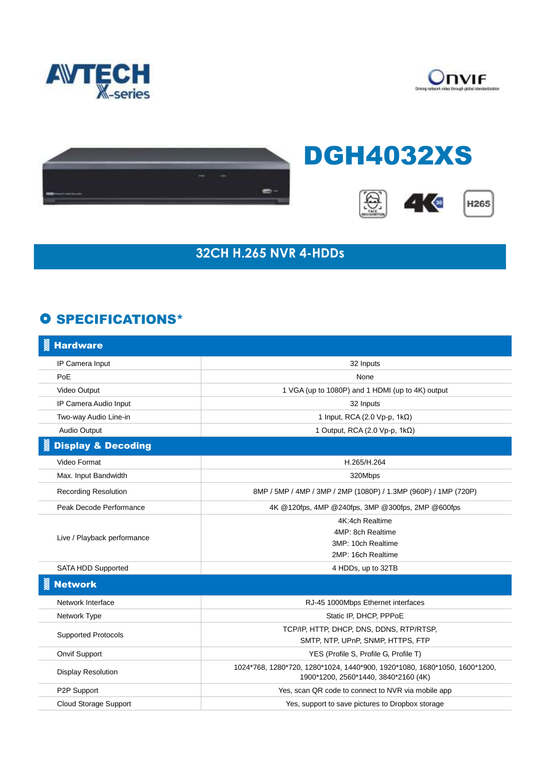# DGH4032XS

## 32CH H.265 NVR 4-HDDs

## SPECIFICATIONS*

| **Hardware** | |
|---|---|
| IP Camera Input | 32 Inputs |
| PoE | None |
| Video Output | 1 VGA (up to 1080P) and 1 HDMI (up to 4K) output |
| IP Camera Audio Input | 32 Inputs |
| Two-way Audio Line-in | 1 Input, RCA (2.0 Vp-p, 1kΩ) |
| Audio Output | 1 Output, RCA (2.0 Vp-p, 1kΩ) |
| **Display & Decoding** | |
| Video Format | H.265/H.264 |
| Max. Input Bandwidth | 320Mbps |
| Recording Resolution | 8MP / 5MP / 4MP / 3MP / 2MP (1080P) / 1.3MP (960P) / 1MP (720P) |
| Peak Decode Performance | 4K @120fps, 4MP @240fps, 3MP @300fps, 2MP @600fps |
| Live / Playback performance | 4K:4ch Realtime<br>4MP: 8ch Realtime<br>3MP: 10ch Realtime<br>2MP: 16ch Realtime |
| SATA HDD Supported | 4 HDDs, up to 32TB |
| **Network** | |
| Network Interface | RJ-45 1000Mbps Ethernet interfaces |
| Network Type | Static IP, DHCP, PPPoE |
| Supported Protocols | TCP/IP, HTTP, DHCP, DNS, DDNS, RTP/RTSP,<br>SMTP, NTP, UPnP, SNMP, HTTPS, FTP |
| Onvif Support | YES (Profile S, Profile G, Profile T) |
| Display Resolution | 1024*768, 1280*720, 1280*1024, 1440*900, 1920*1080, 1680*1050, 1600*1200,<br>1900*1200, 2560*1440, 3840*2160 (4K) |
| P2P Support | Yes, scan QR code to connect to NVR via mobile app |
| Cloud Storage Support | Yes, support to save pictures to Dropbox storage |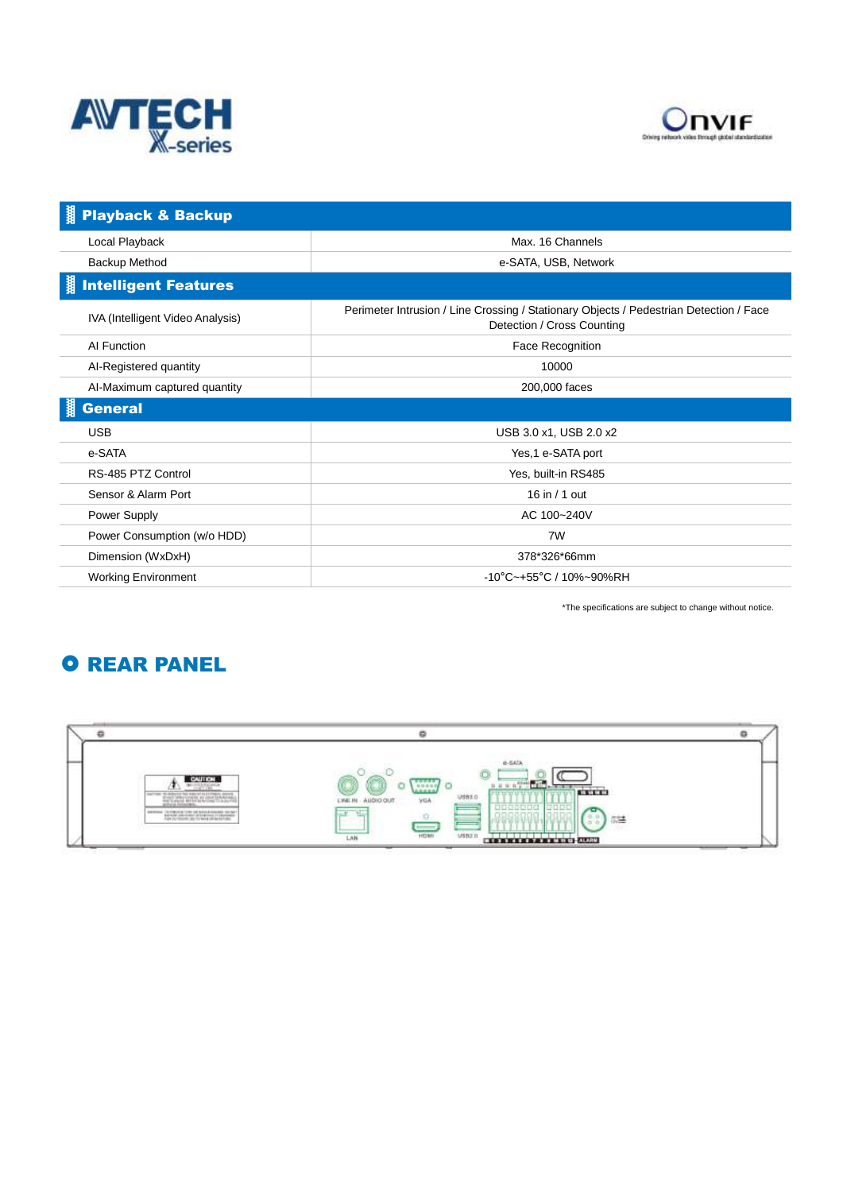| | |
|---|---|
| **Playback & Backup** | |
| Local Playback | Max. 16 Channels |
| Backup Method | e-SATA, USB, Network |
| **Intelligent Features** | |
| IVA (Intelligent Video Analysis) | Perimeter Intrusion / Line Crossing / Stationary Objects / Pedestrian Detection / Face Detection / Cross Counting |
| AI Function | Face Recognition |
| AI-Registered quantity | 10000 |
| AI-Maximum captured quantity | 200,000 faces |
| **General** | |
| USB | USB 3.0 x1, USB 2.0 x2 |
| e-SATA | Yes,1 e-SATA port |
| RS-485 PTZ Control | Yes, built-in RS485 |
| Sensor & Alarm Port | 16 in / 1 out |
| Power Supply | AC 100~240V |
| Power Consumption (w/o HDD) | 7W |
| Dimension (WxDxH) | 378*326*66mm |
| Working Environment | -10°C~+55°C / 10%~90%RH |

*The specifications are subject to change without notice.

## REAR PANEL